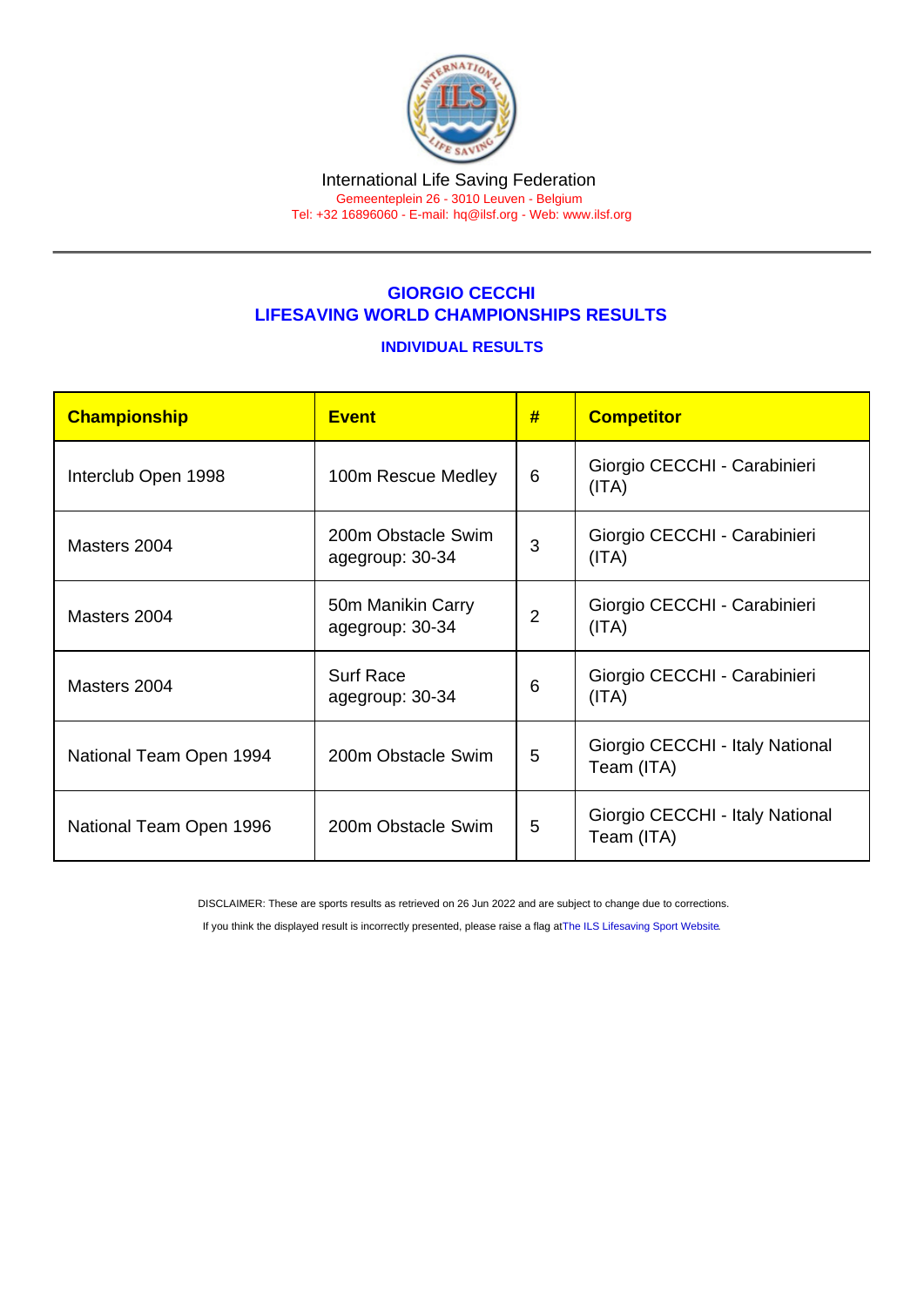International Life Saving Federation

Gemeenteplein 26 - 3010 Leuven - Belgium

Tel: +32 16896060 - E-mail: hq@ilsf.org - Web: www.ilsf.org

## GIORGIO CECCHI
## LIFESAVING WORLD CHAMPIONSHIPS RESULTS

### INDIVIDUAL RESULTS

| Championship | Event | # | Competitor |
|---|---|---|---|
| Interclub Open 1998 | 100m Rescue Medley | 6 | Giorgio CECCHI - Carabinieri (ITA) |
| Masters 2004 | 200m Obstacle Swim agegroup: 30-34 | 3 | Giorgio CECCHI - Carabinieri (ITA) |
| Masters 2004 | 50m Manikin Carry agegroup: 30-34 | 2 | Giorgio CECCHI - Carabinieri (ITA) |
| Masters 2004 | Surf Race agegroup: 30-34 | 6 | Giorgio CECCHI - Carabinieri (ITA) |
| National Team Open 1994 | 200m Obstacle Swim | 5 | Giorgio CECCHI - Italy National Team (ITA) |
| National Team Open 1996 | 200m Obstacle Swim | 5 | Giorgio CECCHI - Italy National Team (ITA) |

DISCLAIMER: These are sports results as retrieved on 26 Jun 2022 and are subject to change due to corrections.

If you think the displayed result is incorrectly presented, please raise a flag at The ILS Lifesaving Sport Website.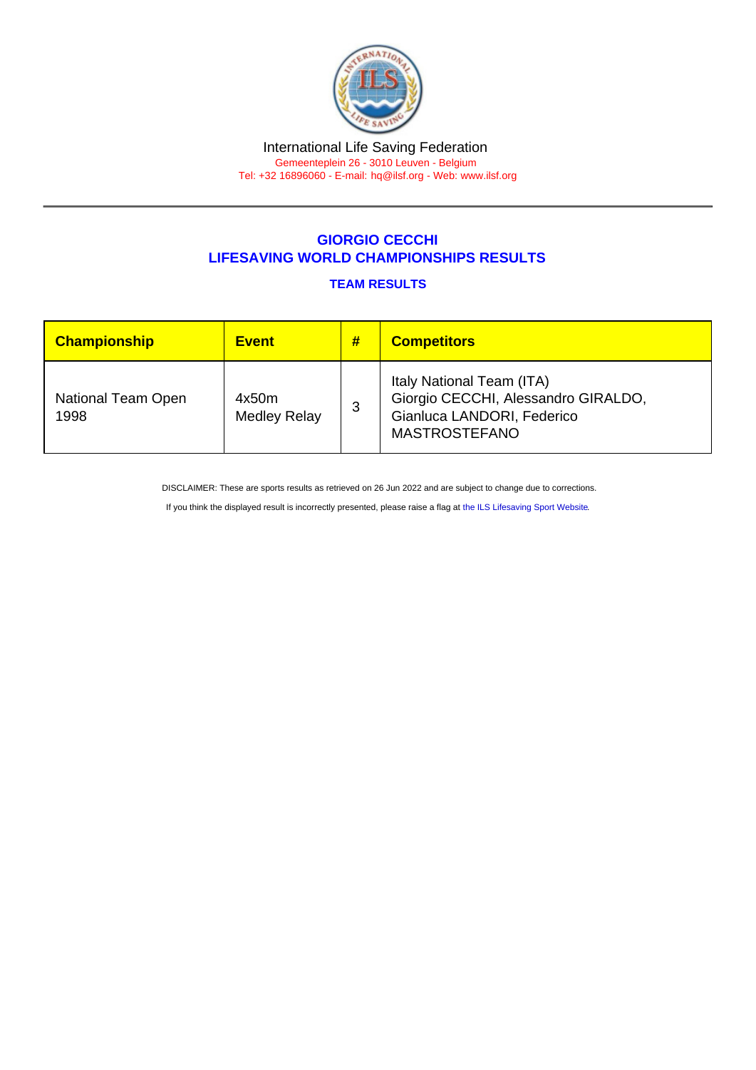International Life Saving Federation
Gemeenteplein 26 - 3010 Leuven - Belgium
Tel: +32 16896060 - E-mail: hq@ilsf.org - Web: www.ilsf.org

## GIORGIO CECCHI
## LIFESAVING WORLD CHAMPIONSHIPS RESULTS

### TEAM RESULTS

| Championship | Event | # | Competitors |
|---|---|---|---|
| National Team Open 1998 | 4x50m Medley Relay | 3 | Italy National Team (ITA) Giorgio CECCHI, Alessandro GIRALDO, Gianluca LANDORI, Federico MASTROSTEFANO |

DISCLAIMER: These are sports results as retrieved on 26 Jun 2022 and are subject to change due to corrections.

If you think the displayed result is incorrectly presented, please raise a flag at the ILS Lifesaving Sport Website.